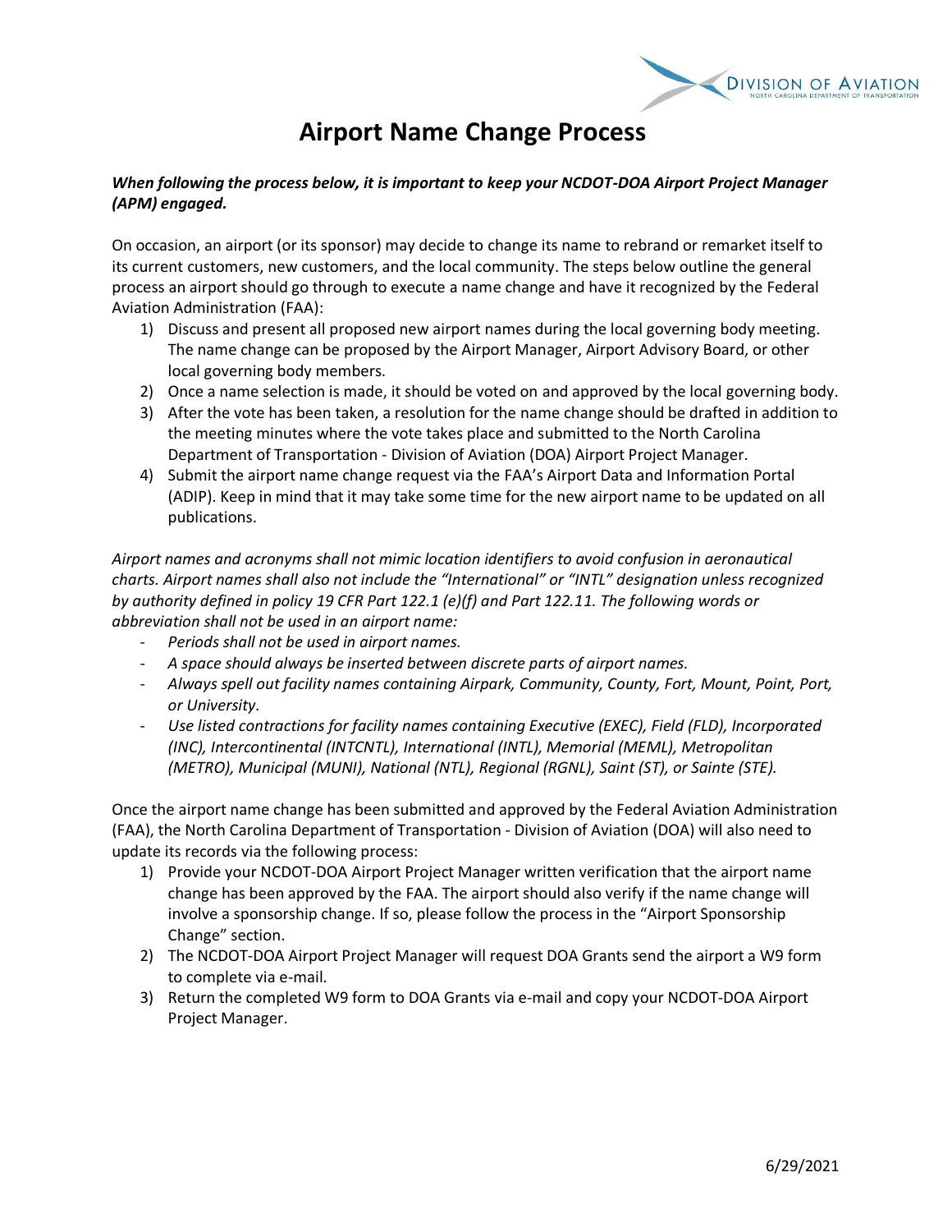# Airport Name Change Process

***When following the process below, it is important to keep your NCDOT-DOA Airport Project Manager (APM) engaged.***

On occasion, an airport (or its sponsor) may decide to change its name to rebrand or remarket itself to its current customers, new customers, and the local community. The steps below outline the general process an airport should go through to execute a name change and have it recognized by the Federal Aviation Administration (FAA):

1) Discuss and present all proposed new airport names during the local governing body meeting. The name change can be proposed by the Airport Manager, Airport Advisory Board, or other local governing body members.
2) Once a name selection is made, it should be voted on and approved by the local governing body.
3) After the vote has been taken, a resolution for the name change should be drafted in addition to the meeting minutes where the vote takes place and submitted to the North Carolina Department of Transportation - Division of Aviation (DOA) Airport Project Manager.
4) Submit the airport name change request via the FAA's Airport Data and Information Portal (ADIP). Keep in mind that it may take some time for the new airport name to be updated on all publications.

*Airport names and acronyms shall not mimic location identifiers to avoid confusion in aeronautical charts. Airport names shall also not include the "International" or "INTL" designation unless recognized by authority defined in policy 19 CFR Part 122.1 (e)(f) and Part 122.11. The following words or abbreviation shall not be used in an airport name:*

- *Periods shall not be used in airport names.*
- *A space should always be inserted between discrete parts of airport names.*
- *Always spell out facility names containing Airpark, Community, County, Fort, Mount, Point, Port, or University.*
- *Use listed contractions for facility names containing Executive (EXEC), Field (FLD), Incorporated (INC), Intercontinental (INTCNTL), International (INTL), Memorial (MEML), Metropolitan (METRO), Municipal (MUNI), National (NTL), Regional (RGNL), Saint (ST), or Sainte (STE).*

Once the airport name change has been submitted and approved by the Federal Aviation Administration (FAA), the North Carolina Department of Transportation - Division of Aviation (DOA) will also need to update its records via the following process:

1) Provide your NCDOT-DOA Airport Project Manager written verification that the airport name change has been approved by the FAA. The airport should also verify if the name change will involve a sponsorship change. If so, please follow the process in the "Airport Sponsorship Change" section.
2) The NCDOT-DOA Airport Project Manager will request DOA Grants send the airport a W9 form to complete via e-mail.
3) Return the completed W9 form to DOA Grants via e-mail and copy your NCDOT-DOA Airport Project Manager.

6/29/2021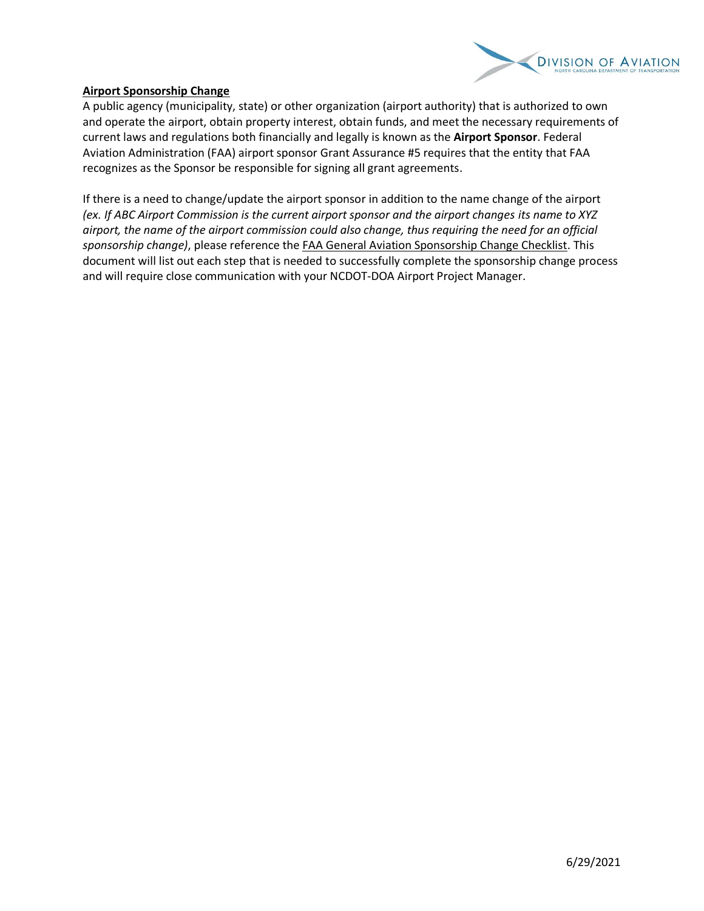**Airport Sponsorship Change**

A public agency (municipality, state) or other organization (airport authority) that is authorized to own and operate the airport, obtain property interest, obtain funds, and meet the necessary requirements of current laws and regulations both financially and legally is known as the **Airport Sponsor**. Federal Aviation Administration (FAA) airport sponsor Grant Assurance #5 requires that the entity that FAA recognizes as the Sponsor be responsible for signing all grant agreements.

If there is a need to change/update the airport sponsor in addition to the name change of the airport *(ex. If ABC Airport Commission is the current airport sponsor and the airport changes its name to XYZ airport, the name of the airport commission could also change, thus requiring the need for an official sponsorship change)*, please reference the FAA General Aviation Sponsorship Change Checklist. This document will list out each step that is needed to successfully complete the sponsorship change process and will require close communication with your NCDOT-DOA Airport Project Manager.

6/29/2021